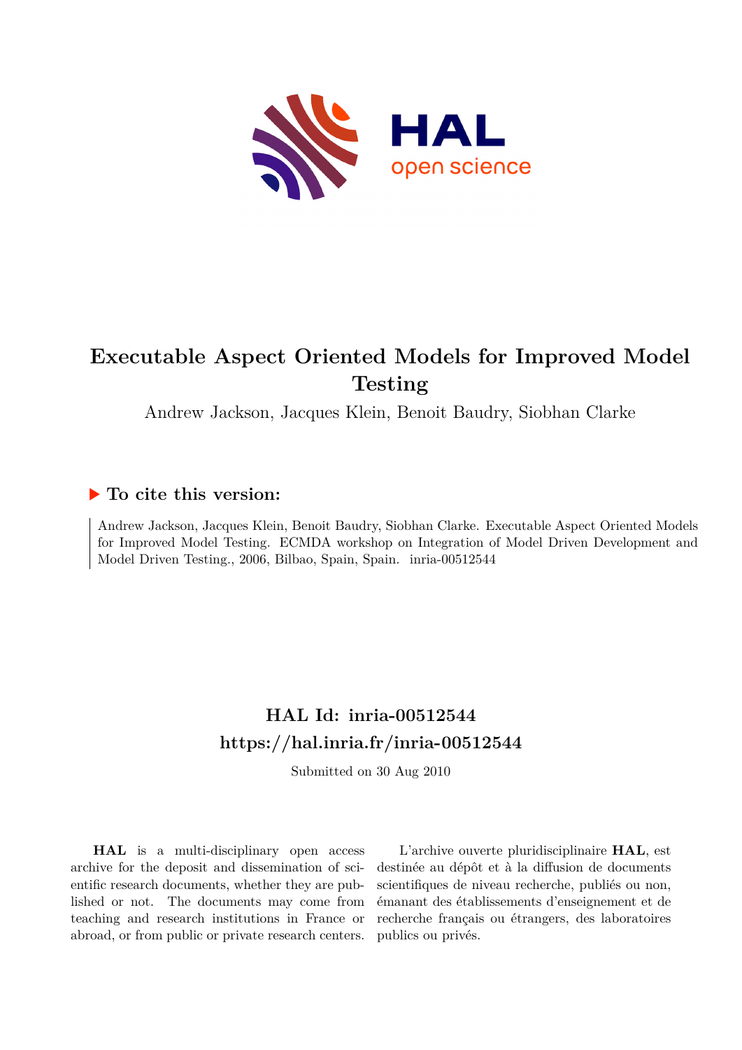# Executable Aspect Oriented Models for Improved Model Testing

Andrew Jackson, Jacques Klein, Benoit Baudry, Siobhan Clarke

## ▶ To cite this version:

Andrew Jackson, Jacques Klein, Benoit Baudry, Siobhan Clarke. Executable Aspect Oriented Models for Improved Model Testing. ECMDA workshop on Integration of Model Driven Development and Model Driven Testing., 2006, Bilbao, Spain, Spain. inria-00512544

## HAL Id: inria-00512544
## https://hal.inria.fr/inria-00512544

Submitted on 30 Aug 2010

**HAL** is a multi-disciplinary open access archive for the deposit and dissemination of scientific research documents, whether they are published or not. The documents may come from teaching and research institutions in France or abroad, or from public or private research centers.

L'archive ouverte pluridisciplinaire **HAL**, est destinée au dépôt et à la diffusion de documents scientifiques de niveau recherche, publiés ou non, émanant des établissements d'enseignement et de recherche français ou étrangers, des laboratoires publics ou privés.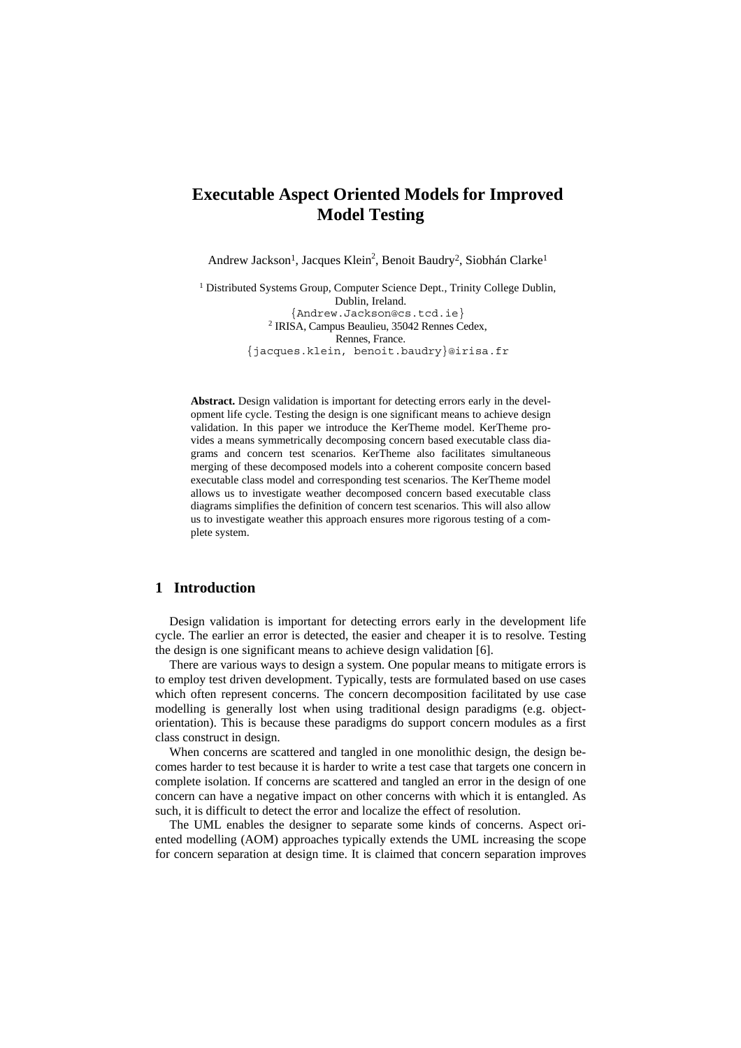# Executable Aspect Oriented Models for Improved Model Testing

Andrew Jackson[1], Jacques Klein[2], Benoit Baudry[2], Siobhán Clarke[1]

[1] Distributed Systems Group, Computer Science Dept., Trinity College Dublin, Dublin, Ireland.
{Andrew.Jackson@cs.tcd.ie}
[2] IRISA, Campus Beaulieu, 35042 Rennes Cedex, Rennes, France.
{jacques.klein, benoit.baudry}@irisa.fr

**Abstract.** Design validation is important for detecting errors early in the development life cycle. Testing the design is one significant means to achieve design validation. In this paper we introduce the KerTheme model. KerTheme provides a means symmetrically decomposing concern based executable class diagrams and concern test scenarios. KerTheme also facilitates simultaneous merging of these decomposed models into a coherent composite concern based executable class model and corresponding test scenarios. The KerTheme model allows us to investigate weather decomposed concern based executable class diagrams simplifies the definition of concern test scenarios. This will also allow us to investigate weather this approach ensures more rigorous testing of a complete system.

## 1 Introduction

Design validation is important for detecting errors early in the development life cycle. The earlier an error is detected, the easier and cheaper it is to resolve. Testing the design is one significant means to achieve design validation [6].

There are various ways to design a system. One popular means to mitigate errors is to employ test driven development. Typically, tests are formulated based on use cases which often represent concerns. The concern decomposition facilitated by use case modelling is generally lost when using traditional design paradigms (e.g. object-orientation). This is because these paradigms do support concern modules as a first class construct in design.

When concerns are scattered and tangled in one monolithic design, the design becomes harder to test because it is harder to write a test case that targets one concern in complete isolation. If concerns are scattered and tangled an error in the design of one concern can have a negative impact on other concerns with which it is entangled. As such, it is difficult to detect the error and localize the effect of resolution.

The UML enables the designer to separate some kinds of concerns. Aspect oriented modelling (AOM) approaches typically extends the UML increasing the scope for concern separation at design time. It is claimed that concern separation improves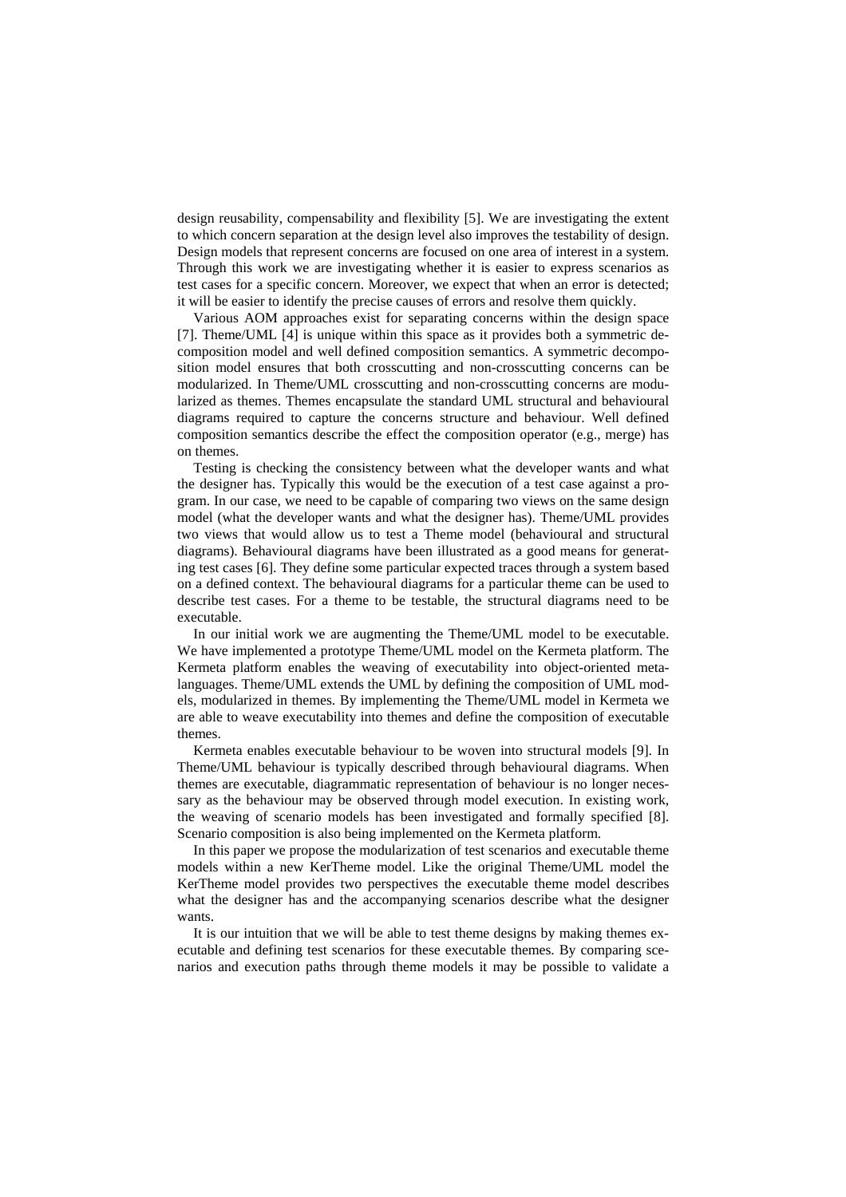design reusability, compensability and flexibility [5]. We are investigating the extent to which concern separation at the design level also improves the testability of design. Design models that represent concerns are focused on one area of interest in a system. Through this work we are investigating whether it is easier to express scenarios as test cases for a specific concern. Moreover, we expect that when an error is detected; it will be easier to identify the precise causes of errors and resolve them quickly.

Various AOM approaches exist for separating concerns within the design space [7]. Theme/UML [4] is unique within this space as it provides both a symmetric decomposition model and well defined composition semantics. A symmetric decomposition model ensures that both crosscutting and non-crosscutting concerns can be modularized. In Theme/UML crosscutting and non-crosscutting concerns are modularized as themes. Themes encapsulate the standard UML structural and behavioural diagrams required to capture the concerns structure and behaviour. Well defined composition semantics describe the effect the composition operator (e.g., merge) has on themes.

Testing is checking the consistency between what the developer wants and what the designer has. Typically this would be the execution of a test case against a program. In our case, we need to be capable of comparing two views on the same design model (what the developer wants and what the designer has). Theme/UML provides two views that would allow us to test a Theme model (behavioural and structural diagrams). Behavioural diagrams have been illustrated as a good means for generating test cases [6]. They define some particular expected traces through a system based on a defined context. The behavioural diagrams for a particular theme can be used to describe test cases. For a theme to be testable, the structural diagrams need to be executable.

In our initial work we are augmenting the Theme/UML model to be executable. We have implemented a prototype Theme/UML model on the Kermeta platform. The Kermeta platform enables the weaving of executability into object-oriented metalanguages. Theme/UML extends the UML by defining the composition of UML models, modularized in themes. By implementing the Theme/UML model in Kermeta we are able to weave executability into themes and define the composition of executable themes.

Kermeta enables executable behaviour to be woven into structural models [9]. In Theme/UML behaviour is typically described through behavioural diagrams. When themes are executable, diagrammatic representation of behaviour is no longer necessary as the behaviour may be observed through model execution. In existing work, the weaving of scenario models has been investigated and formally specified [8]. Scenario composition is also being implemented on the Kermeta platform.

In this paper we propose the modularization of test scenarios and executable theme models within a new KerTheme model. Like the original Theme/UML model the KerTheme model provides two perspectives the executable theme model describes what the designer has and the accompanying scenarios describe what the designer wants.

It is our intuition that we will be able to test theme designs by making themes executable and defining test scenarios for these executable themes. By comparing scenarios and execution paths through theme models it may be possible to validate a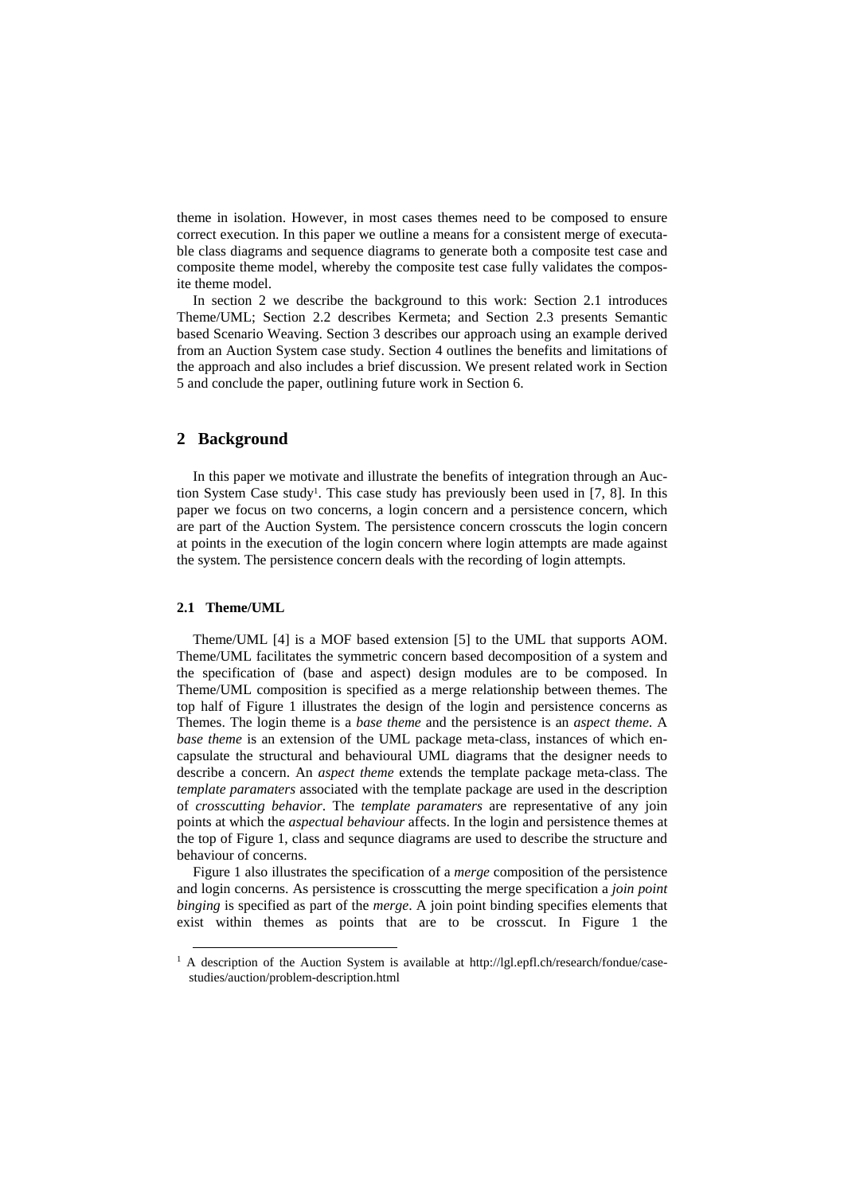theme in isolation. However, in most cases themes need to be composed to ensure correct execution. In this paper we outline a means for a consistent merge of executable class diagrams and sequence diagrams to generate both a composite test case and composite theme model, whereby the composite test case fully validates the composite theme model.

In section 2 we describe the background to this work: Section 2.1 introduces Theme/UML; Section 2.2 describes Kermeta; and Section 2.3 presents Semantic based Scenario Weaving. Section 3 describes our approach using an example derived from an Auction System case study. Section 4 outlines the benefits and limitations of the approach and also includes a brief discussion. We present related work in Section 5 and conclude the paper, outlining future work in Section 6.

## 2 Background

In this paper we motivate and illustrate the benefits of integration through an Auction System Case study[1]. This case study has previously been used in [7, 8]. In this paper we focus on two concerns, a login concern and a persistence concern, which are part of the Auction System. The persistence concern crosscuts the login concern at points in the execution of the login concern where login attempts are made against the system. The persistence concern deals with the recording of login attempts.

### 2.1 Theme/UML

Theme/UML [4] is a MOF based extension [5] to the UML that supports AOM. Theme/UML facilitates the symmetric concern based decomposition of a system and the specification of (base and aspect) design modules are to be composed. In Theme/UML composition is specified as a merge relationship between themes. The top half of Figure 1 illustrates the design of the login and persistence concerns as Themes. The login theme is a *base theme* and the persistence is an *aspect theme*. A *base theme* is an extension of the UML package meta-class, instances of which encapsulate the structural and behavioural UML diagrams that the designer needs to describe a concern. An *aspect theme* extends the template package meta-class. The *template paramaters* associated with the template package are used in the description of *crosscutting behavior*. The *template paramaters* are representative of any join points at which the *aspectual behaviour* affects. In the login and persistence themes at the top of Figure 1, class and sequnce diagrams are used to describe the structure and behaviour of concerns.

Figure 1 also illustrates the specification of a *merge* composition of the persistence and login concerns. As persistence is crosscutting the merge specification a *join point binging* is specified as part of the *merge*. A join point binding specifies elements that exist within themes as points that are to be crosscut. In Figure 1 the

[1] A description of the Auction System is available at http://lgl.epfl.ch/research/fondue/case-studies/auction/problem-description.html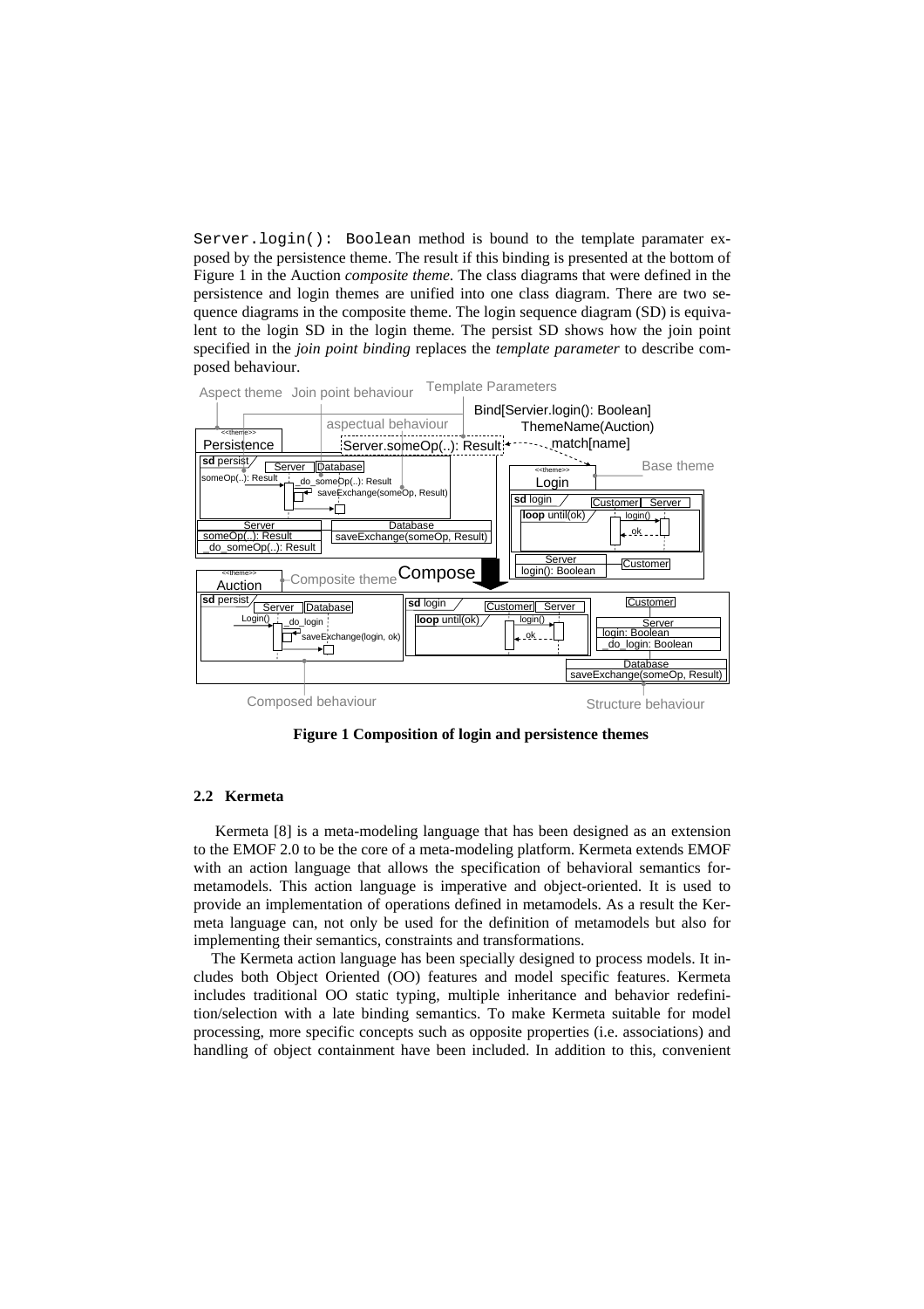Server.login(): Boolean method is bound to the template paramater exposed by the persistence theme. The result if this binding is presented at the bottom of Figure 1 in the Auction *composite theme*. The class diagrams that were defined in the persistence and login themes are unified into one class diagram. There are two sequence diagrams in the composite theme. The login sequence diagram (SD) is equivalent to the login SD in the login theme. The persist SD shows how the join point specified in the *join point binding* replaces the *template parameter* to describe composed behaviour.

**Figure 1 Composition of login and persistence themes**

### 2.2 Kermeta

Kermeta [8] is a meta-modeling language that has been designed as an extension to the EMOF 2.0 to be the core of a meta-modeling platform. Kermeta extends EMOF with an action language that allows the specification of behavioral semantics formetamodels. This action language is imperative and object-oriented. It is used to provide an implementation of operations defined in metamodels. As a result the Kermeta language can, not only be used for the definition of metamodels but also for implementing their semantics, constraints and transformations.

The Kermeta action language has been specially designed to process models. It includes both Object Oriented (OO) features and model specific features. Kermeta includes traditional OO static typing, multiple inheritance and behavior redefinition/selection with a late binding semantics. To make Kermeta suitable for model processing, more specific concepts such as opposite properties (i.e. associations) and handling of object containment have been included. In addition to this, convenient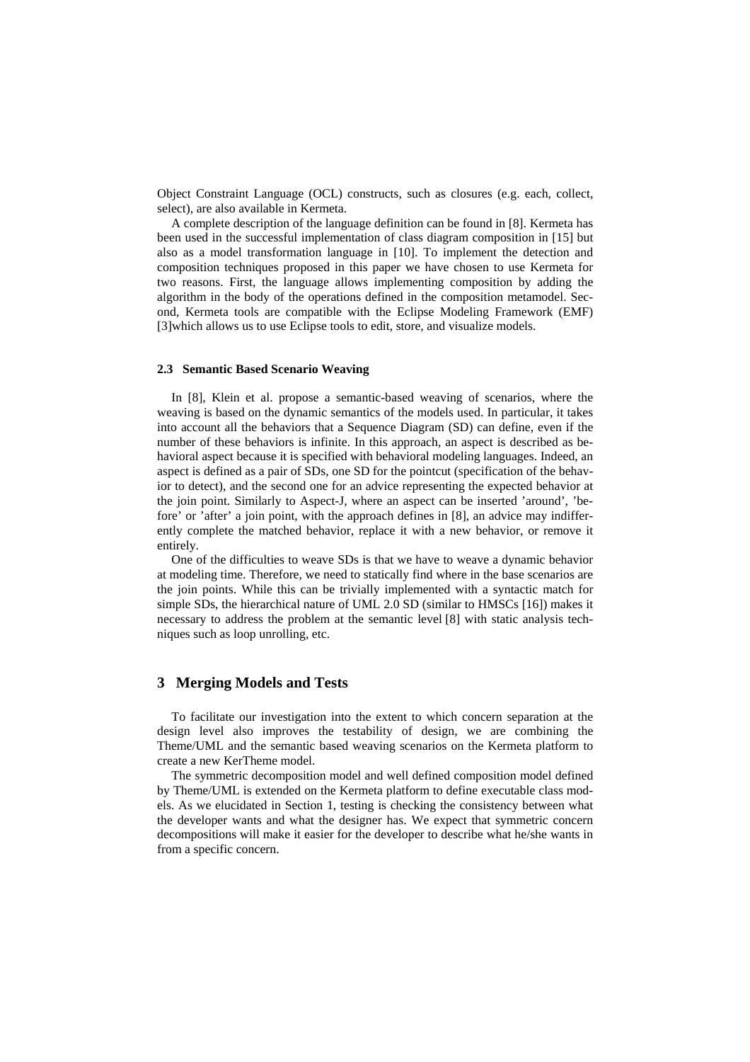Object Constraint Language (OCL) constructs, such as closures (e.g. each, collect, select), are also available in Kermeta.

A complete description of the language definition can be found in [8]. Kermeta has been used in the successful implementation of class diagram composition in [15] but also as a model transformation language in [10]. To implement the detection and composition techniques proposed in this paper we have chosen to use Kermeta for two reasons. First, the language allows implementing composition by adding the algorithm in the body of the operations defined in the composition metamodel. Second, Kermeta tools are compatible with the Eclipse Modeling Framework (EMF) [3]which allows us to use Eclipse tools to edit, store, and visualize models.

### 2.3 Semantic Based Scenario Weaving

In [8], Klein et al. propose a semantic-based weaving of scenarios, where the weaving is based on the dynamic semantics of the models used. In particular, it takes into account all the behaviors that a Sequence Diagram (SD) can define, even if the number of these behaviors is infinite. In this approach, an aspect is described as behavioral aspect because it is specified with behavioral modeling languages. Indeed, an aspect is defined as a pair of SDs, one SD for the pointcut (specification of the behavior to detect), and the second one for an advice representing the expected behavior at the join point. Similarly to Aspect-J, where an aspect can be inserted 'around', 'before' or 'after' a join point, with the approach defines in [8], an advice may indifferently complete the matched behavior, replace it with a new behavior, or remove it entirely.

One of the difficulties to weave SDs is that we have to weave a dynamic behavior at modeling time. Therefore, we need to statically find where in the base scenarios are the join points. While this can be trivially implemented with a syntactic match for simple SDs, the hierarchical nature of UML 2.0 SD (similar to HMSCs [16]) makes it necessary to address the problem at the semantic level [8] with static analysis techniques such as loop unrolling, etc.

## 3 Merging Models and Tests

To facilitate our investigation into the extent to which concern separation at the design level also improves the testability of design, we are combining the Theme/UML and the semantic based weaving scenarios on the Kermeta platform to create a new KerTheme model.

The symmetric decomposition model and well defined composition model defined by Theme/UML is extended on the Kermeta platform to define executable class models. As we elucidated in Section 1, testing is checking the consistency between what the developer wants and what the designer has. We expect that symmetric concern decompositions will make it easier for the developer to describe what he/she wants in from a specific concern.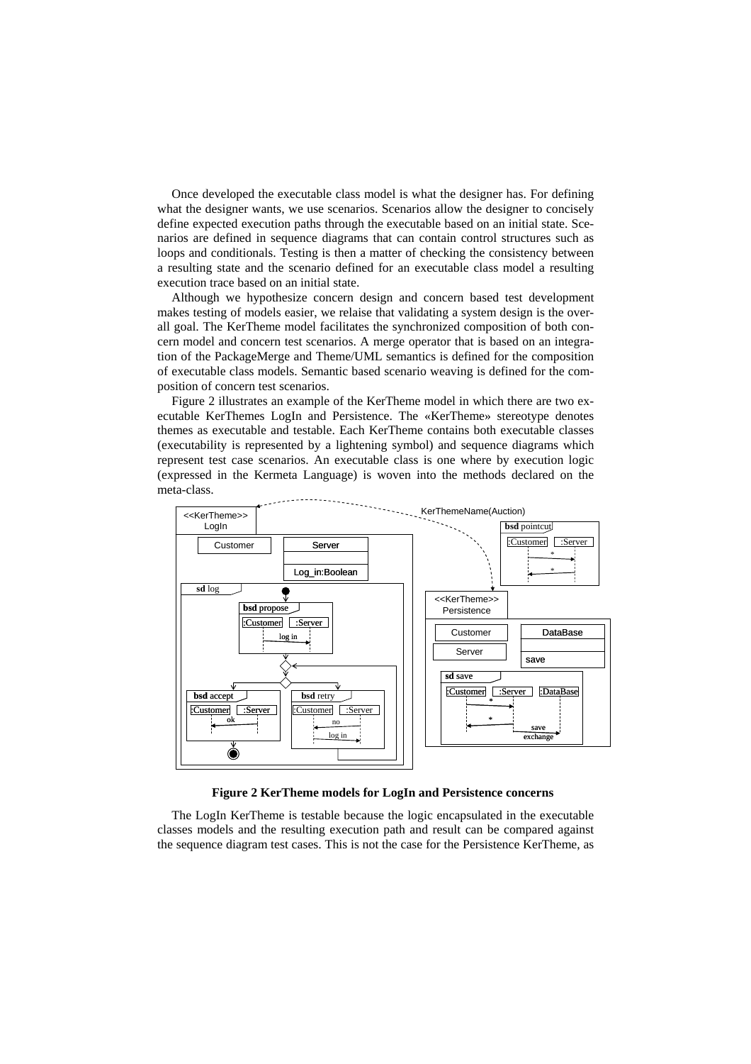Once developed the executable class model is what the designer has. For defining what the designer wants, we use scenarios. Scenarios allow the designer to concisely define expected execution paths through the executable based on an initial state. Scenarios are defined in sequence diagrams that can contain control structures such as loops and conditionals. Testing is then a matter of checking the consistency between a resulting state and the scenario defined for an executable class model a resulting execution trace based on an initial state.

Although we hypothesize concern design and concern based test development makes testing of models easier, we relaise that validating a system design is the overall goal. The KerTheme model facilitates the synchronized composition of both concern model and concern test scenarios. A merge operator that is based on an integration of the PackageMerge and Theme/UML semantics is defined for the composition of executable class models. Semantic based scenario weaving is defined for the composition of concern test scenarios.

Figure 2 illustrates an example of the KerTheme model in which there are two executable KerThemes LogIn and Persistence. The «KerTheme» stereotype denotes themes as executable and testable. Each KerTheme contains both executable classes (executability is represented by a lightening symbol) and sequence diagrams which represent test case scenarios. An executable class is one where by execution logic (expressed in the Kermeta Language) is woven into the methods declared on the meta-class.

**Figure 2 KerTheme models for LogIn and Persistence concerns**

The LogIn KerTheme is testable because the logic encapsulated in the executable classes models and the resulting execution path and result can be compared against the sequence diagram test cases. This is not the case for the Persistence KerTheme, as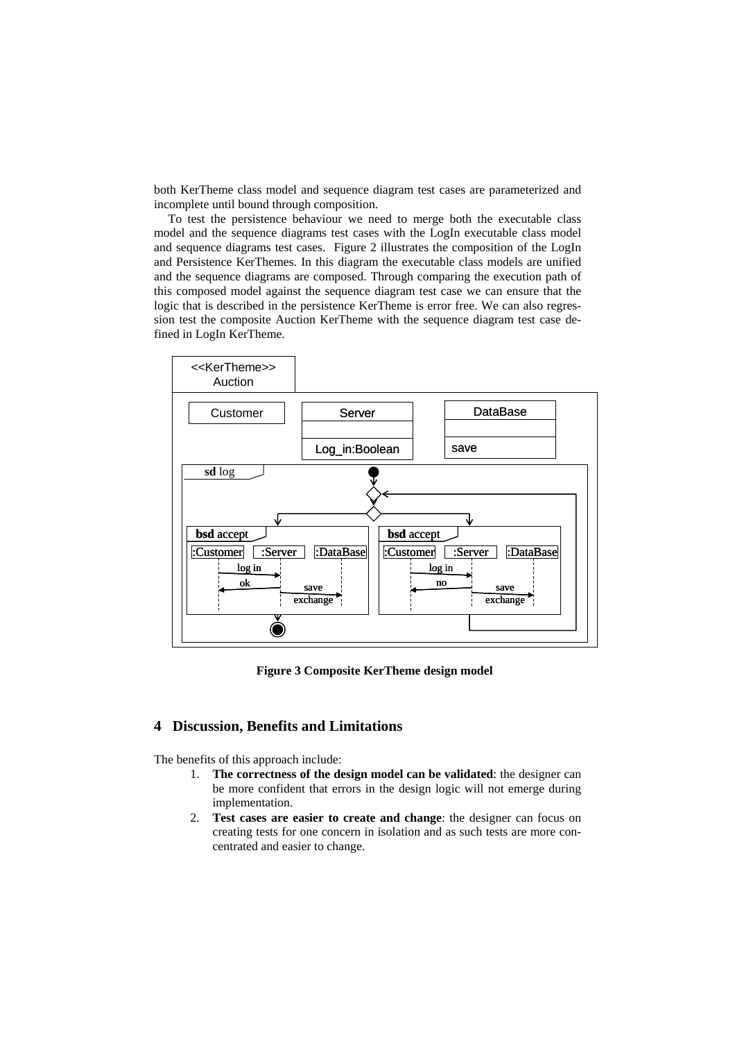both KerTheme class model and sequence diagram test cases are parameterized and incomplete until bound through composition.

To test the persistence behaviour we need to merge both the executable class model and the sequence diagrams test cases with the LogIn executable class model and sequence diagrams test cases. Figure 2 illustrates the composition of the LogIn and Persistence KerThemes. In this diagram the executable class models are unified and the sequence diagrams are composed. Through comparing the execution path of this composed model against the sequence diagram test case we can ensure that the logic that is described in the persistence KerTheme is error free. We can also regression test the composite Auction KerTheme with the sequence diagram test case defined in LogIn KerTheme.

**Figure 3 Composite KerTheme design model**

## 4 Discussion, Benefits and Limitations

The benefits of this approach include:

1. **The correctness of the design model can be validated**: the designer can be more confident that errors in the design logic will not emerge during implementation.
2. **Test cases are easier to create and change**: the designer can focus on creating tests for one concern in isolation and as such tests are more concentrated and easier to change.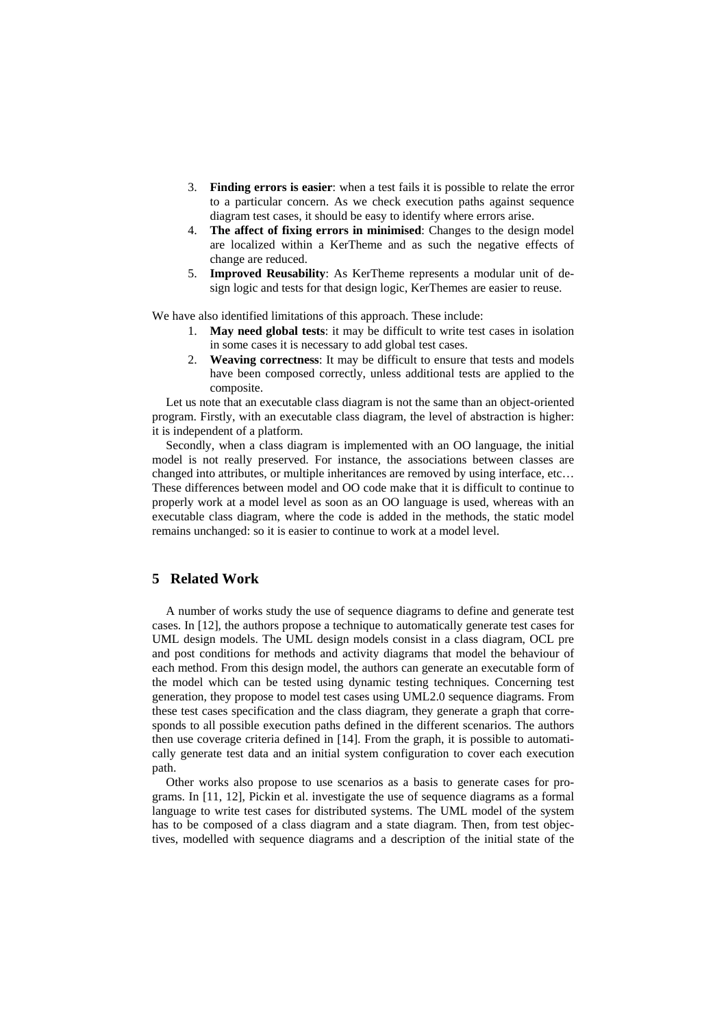3. **Finding errors is easier**: when a test fails it is possible to relate the error to a particular concern. As we check execution paths against sequence diagram test cases, it should be easy to identify where errors arise.
4. **The affect of fixing errors in minimised**: Changes to the design model are localized within a KerTheme and as such the negative effects of change are reduced.
5. **Improved Reusability**: As KerTheme represents a modular unit of design logic and tests for that design logic, KerThemes are easier to reuse.

We have also identified limitations of this approach. These include:

1. **May need global tests**: it may be difficult to write test cases in isolation in some cases it is necessary to add global test cases.
2. **Weaving correctness**: It may be difficult to ensure that tests and models have been composed correctly, unless additional tests are applied to the composite.

Let us note that an executable class diagram is not the same than an object-oriented program. Firstly, with an executable class diagram, the level of abstraction is higher: it is independent of a platform.

Secondly, when a class diagram is implemented with an OO language, the initial model is not really preserved. For instance, the associations between classes are changed into attributes, or multiple inheritances are removed by using interface, etc… These differences between model and OO code make that it is difficult to continue to properly work at a model level as soon as an OO language is used, whereas with an executable class diagram, where the code is added in the methods, the static model remains unchanged: so it is easier to continue to work at a model level.

## 5 Related Work

A number of works study the use of sequence diagrams to define and generate test cases. In [12], the authors propose a technique to automatically generate test cases for UML design models. The UML design models consist in a class diagram, OCL pre and post conditions for methods and activity diagrams that model the behaviour of each method. From this design model, the authors can generate an executable form of the model which can be tested using dynamic testing techniques. Concerning test generation, they propose to model test cases using UML2.0 sequence diagrams. From these test cases specification and the class diagram, they generate a graph that corresponds to all possible execution paths defined in the different scenarios. The authors then use coverage criteria defined in [14]. From the graph, it is possible to automatically generate test data and an initial system configuration to cover each execution path.

Other works also propose to use scenarios as a basis to generate cases for programs. In [11, 12], Pickin et al. investigate the use of sequence diagrams as a formal language to write test cases for distributed systems. The UML model of the system has to be composed of a class diagram and a state diagram. Then, from test objectives, modelled with sequence diagrams and a description of the initial state of the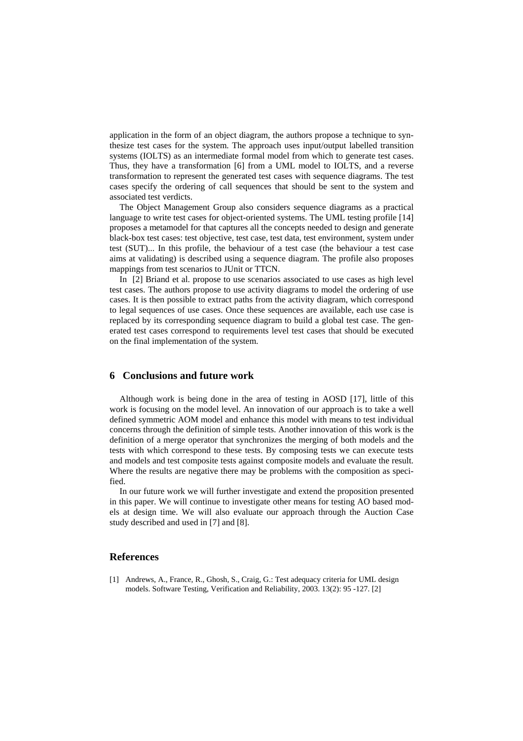application in the form of an object diagram, the authors propose a technique to synthesize test cases for the system. The approach uses input/output labelled transition systems (IOLTS) as an intermediate formal model from which to generate test cases. Thus, they have a transformation [6] from a UML model to IOLTS, and a reverse transformation to represent the generated test cases with sequence diagrams. The test cases specify the ordering of call sequences that should be sent to the system and associated test verdicts.

The Object Management Group also considers sequence diagrams as a practical language to write test cases for object-oriented systems. The UML testing profile [14] proposes a metamodel for that captures all the concepts needed to design and generate black-box test cases: test objective, test case, test data, test environment, system under test (SUT)... In this profile, the behaviour of a test case (the behaviour a test case aims at validating) is described using a sequence diagram. The profile also proposes mappings from test scenarios to JUnit or TTCN.

In [2] Briand et al. propose to use scenarios associated to use cases as high level test cases. The authors propose to use activity diagrams to model the ordering of use cases. It is then possible to extract paths from the activity diagram, which correspond to legal sequences of use cases. Once these sequences are available, each use case is replaced by its corresponding sequence diagram to build a global test case. The generated test cases correspond to requirements level test cases that should be executed on the final implementation of the system.

## 6 Conclusions and future work

Although work is being done in the area of testing in AOSD [17], little of this work is focusing on the model level. An innovation of our approach is to take a well defined symmetric AOM model and enhance this model with means to test individual concerns through the definition of simple tests. Another innovation of this work is the definition of a merge operator that synchronizes the merging of both models and the tests with which correspond to these tests. By composing tests we can execute tests and models and test composite tests against composite models and evaluate the result. Where the results are negative there may be problems with the composition as specified.

In our future work we will further investigate and extend the proposition presented in this paper. We will continue to investigate other means for testing AO based models at design time. We will also evaluate our approach through the Auction Case study described and used in [7] and [8].

## References

[1] Andrews, A., France, R., Ghosh, S., Craig, G.: Test adequacy criteria for UML design models. Software Testing, Verification and Reliability, 2003. 13(2): 95 -127. [2]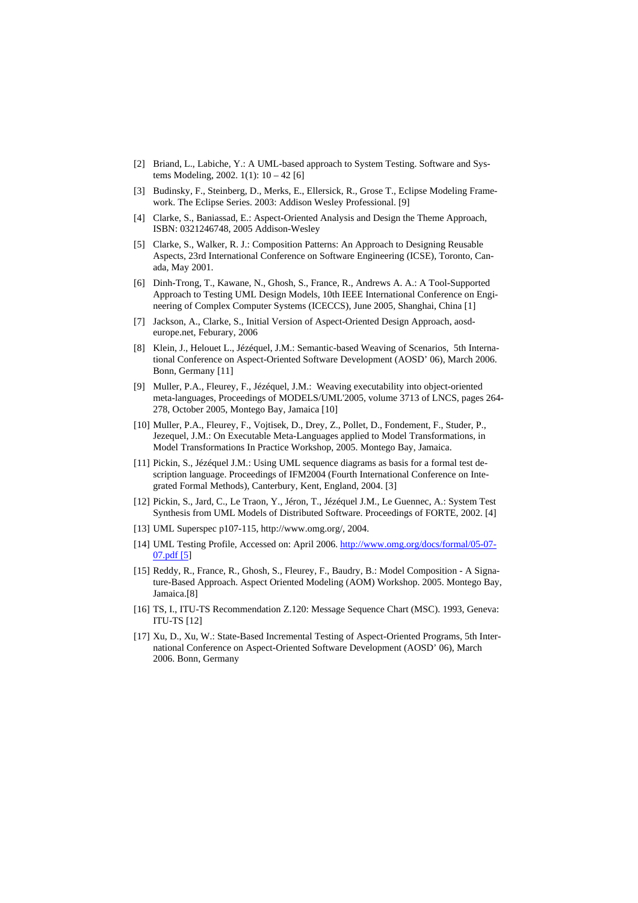[2] Briand, L., Labiche, Y.: A UML-based approach to System Testing. Software and Systems Modeling, 2002. 1(1): 10 – 42 [6]

[3] Budinsky, F., Steinberg, D., Merks, E., Ellersick, R., Grose T., Eclipse Modeling Framework. The Eclipse Series. 2003: Addison Wesley Professional. [9]

[4] Clarke, S., Baniassad, E.: Aspect-Oriented Analysis and Design the Theme Approach, ISBN: 0321246748, 2005 Addison-Wesley

[5] Clarke, S., Walker, R. J.: Composition Patterns: An Approach to Designing Reusable Aspects, 23rd International Conference on Software Engineering (ICSE), Toronto, Canada, May 2001.

[6] Dinh-Trong, T., Kawane, N., Ghosh, S., France, R., Andrews A. A.: A Tool-Supported Approach to Testing UML Design Models, 10th IEEE International Conference on Engineering of Complex Computer Systems (ICECCS), June 2005, Shanghai, China [1]

[7] Jackson, A., Clarke, S., Initial Version of Aspect-Oriented Design Approach, aosd-europe.net, Feburary, 2006

[8] Klein, J., Helouet L., Jézéquel, J.M.: Semantic-based Weaving of Scenarios, 5th International Conference on Aspect-Oriented Software Development (AOSD' 06), March 2006. Bonn, Germany [11]

[9] Muller, P.A., Fleurey, F., Jézéquel, J.M.: Weaving executability into object-oriented meta-languages, Proceedings of MODELS/UML'2005, volume 3713 of LNCS, pages 264-278, October 2005, Montego Bay, Jamaica [10]

[10] Muller, P.A., Fleurey, F., Vojtisek, D., Drey, Z., Pollet, D., Fondement, F., Studer, P., Jezequel, J.M.: On Executable Meta-Languages applied to Model Transformations, in Model Transformations In Practice Workshop, 2005. Montego Bay, Jamaica.

[11] Pickin, S., Jézéquel J.M.: Using UML sequence diagrams as basis for a formal test description language. Proceedings of IFM2004 (Fourth International Conference on Integrated Formal Methods), Canterbury, Kent, England, 2004. [3]

[12] Pickin, S., Jard, C., Le Traon, Y., Jéron, T., Jézéquel J.M., Le Guennec, A.: System Test Synthesis from UML Models of Distributed Software. Proceedings of FORTE, 2002. [4]

[13] UML Superspec p107-115, http://www.omg.org/, 2004.

[14] UML Testing Profile, Accessed on: April 2006. http://www.omg.org/docs/formal/05-07-07.pdf [5]

[15] Reddy, R., France, R., Ghosh, S., Fleurey, F., Baudry, B.: Model Composition - A Signature-Based Approach. Aspect Oriented Modeling (AOM) Workshop. 2005. Montego Bay, Jamaica.[8]

[16] TS, I., ITU-TS Recommendation Z.120: Message Sequence Chart (MSC). 1993, Geneva: ITU-TS [12]

[17] Xu, D., Xu, W.: State-Based Incremental Testing of Aspect-Oriented Programs, 5th International Conference on Aspect-Oriented Software Development (AOSD' 06), March 2006. Bonn, Germany